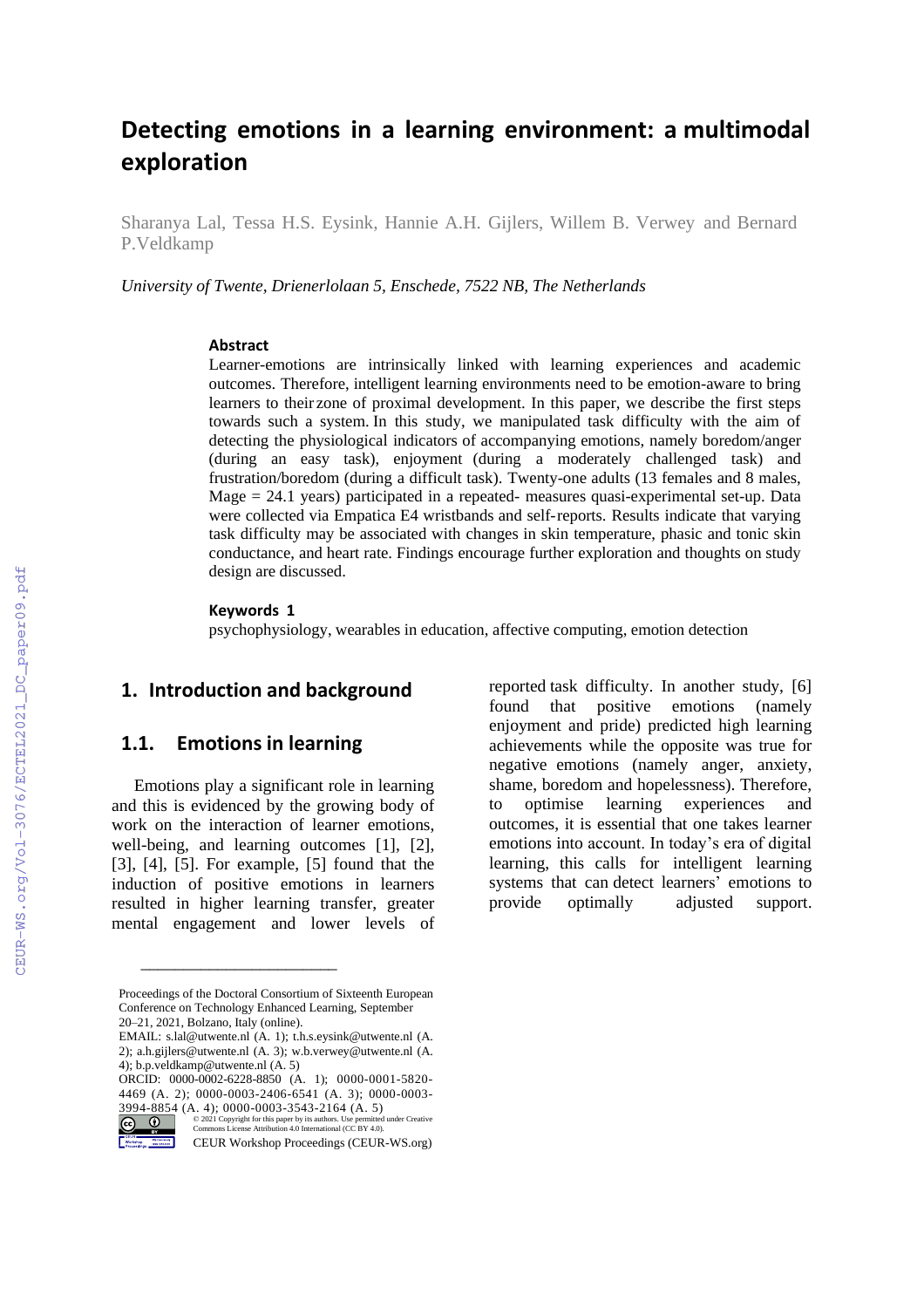# Detecting emotions in a learning environment: a multimodal exploration

Sharanya Lal, Tessa H.S. Eysink, Hannie A.H. Gijlers, Willem B. Verwey and Bernard P.Veldkamp

*University of Twente, Drienerlolaan 5, Enschede, 7522 NB, The Netherlands*

### Abstract

Learner-emotions are intrinsically linked with learning experiences and academic outcomes. Therefore, intelligent learning environments need to be emotion-aware to bring learners to their zone of proximal development. In this paper, we describe the first steps towards such a system. In this study, we manipulated task difficulty with the aim of detecting the physiological indicators of accompanying emotions, namely boredom/anger (during an easy task), enjoyment (during a moderately challenged task) and frustration/boredom (during a difficult task). Twenty-one adults (13 females and 8 males, Mage = 24.1 years) participated in a repeated- measures quasi-experimental set-up. Data were collected via Empatica E4 wristbands and self-reports. Results indicate that varying task difficulty may be associated with changes in skin temperature, phasic and tonic skin conductance, and heart rate. Findings encourage further exploration and thoughts on study design are discussed.

### Keywords [1]

psychophysiology, wearables in education, affective computing, emotion detection

## 1. Introduction and background

### 1.1. Emotions in learning

Emotions play a significant role in learning and this is evidenced by the growing body of work on the interaction of learner emotions, well-being, and learning outcomes [1], [2], [3], [4], [5]. For example, [5] found that the induction of positive emotions in learners resulted in higher learning transfer, greater mental engagement and lower levels of reported task difficulty. In another study, [6] found that positive emotions (namely enjoyment and pride) predicted high learning achievements while the opposite was true for negative emotions (namely anger, anxiety, shame, boredom and hopelessness). Therefore, to optimise learning experiences and outcomes, it is essential that one takes learner emotions into account. In today's era of digital learning, this calls for intelligent learning systems that can detect learners' emotions to provide optimally adjusted support.

---

Proceedings of the Doctoral Consortium of Sixteenth European Conference on Technology Enhanced Learning, September 20–21, 2021, Bolzano, Italy (online).
EMAIL: s.lal@utwente.nl (A. 1); t.h.s.eysink@utwente.nl (A. 2); a.h.gijlers@utwente.nl (A. 3); w.b.verwey@utwente.nl (A. 4); b.p.veldkamp@utwente.nl (A. 5)
ORCID: 0000-0002-6228-8850 (A. 1); 0000-0001-5820-4469 (A. 2); 0000-0003-2406-6541 (A. 3); 0000-0003-3994-8854 (A. 4); 0000-0003-3543-2164 (A. 5)
© 2021 Copyright for this paper by its authors. Use permitted under Creative Commons License Attribution 4.0 International (CC BY 4.0).
CEUR Workshop Proceedings (CEUR-WS.org)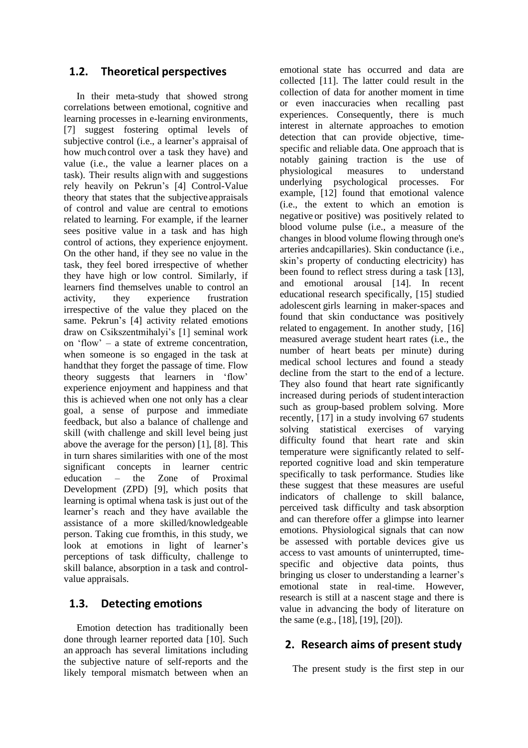## 1.2. Theoretical perspectives

In their meta-study that showed strong correlations between emotional, cognitive and learning processes in e-learning environments, [7] suggest fostering optimal levels of subjective control (i.e., a learner's appraisal of how much control over a task they have) and value (i.e., the value a learner places on a task). Their results align with and suggestions rely heavily on Pekrun's [4] Control-Value theory that states that the subjective appraisals of control and value are central to emotions related to learning. For example, if the learner sees positive value in a task and has high control of actions, they experience enjoyment. On the other hand, if they see no value in the task, they feel bored irrespective of whether they have high or low control. Similarly, if learners find themselves unable to control an activity, they experience frustration irrespective of the value they placed on the same. Pekrun's [4] activity related emotions draw on Csikszentmihalyi's [1] seminal work on 'flow' – a state of extreme concentration, when someone is so engaged in the task at hand that they forget the passage of time. Flow theory suggests that learners in 'flow' experience enjoyment and happiness and that this is achieved when one not only has a clear goal, a sense of purpose and immediate feedback, but also a balance of challenge and skill (with challenge and skill level being just above the average for the person) [1], [8]. This in turn shares similarities with one of the most significant concepts in learner centric education – the Zone of Proximal Development (ZPD) [9], which posits that learning is optimal when a task is just out of the learner's reach and they have available the assistance of a more skilled/knowledgeable person. Taking cue from this, in this study, we look at emotions in light of learner's perceptions of task difficulty, challenge to skill balance, absorption in a task and control-value appraisals.

## 1.3. Detecting emotions

Emotion detection has traditionally been done through learner reported data [10]. Such an approach has several limitations including the subjective nature of self-reports and the likely temporal mismatch between when an emotional state has occurred and data are collected [11]. The latter could result in the collection of data for another moment in time or even inaccuracies when recalling past experiences. Consequently, there is much interest in alternate approaches to emotion detection that can provide objective, time-specific and reliable data. One approach that is notably gaining traction is the use of physiological measures to understand underlying psychological processes. For example, [12] found that emotional valence (i.e., the extent to which an emotion is negative or positive) was positively related to blood volume pulse (i.e., a measure of the changes in blood volume flowing through one's arteries and capillaries). Skin conductance (i.e., skin's property of conducting electricity) has been found to reflect stress during a task [13], and emotional arousal [14]. In recent educational research specifically, [15] studied adolescent girls learning in maker-spaces and found that skin conductance was positively related to engagement. In another study, [16] measured average student heart rates (i.e., the number of heart beats per minute) during medical school lectures and found a steady decline from the start to the end of a lecture. They also found that heart rate significantly increased during periods of student interaction such as group-based problem solving. More recently, [17] in a study involving 67 students solving statistical exercises of varying difficulty found that heart rate and skin temperature were significantly related to self-reported cognitive load and skin temperature specifically to task performance. Studies like these suggest that these measures are useful indicators of challenge to skill balance, perceived task difficulty and task absorption and can therefore offer a glimpse into learner emotions. Physiological signals that can now be assessed with portable devices give us access to vast amounts of uninterrupted, time-specific and objective data points, thus bringing us closer to understanding a learner's emotional state in real-time. However, research is still at a nascent stage and there is value in advancing the body of literature on the same (e.g., [18], [19], [20]).

# 2. Research aims of present study

The present study is the first step in our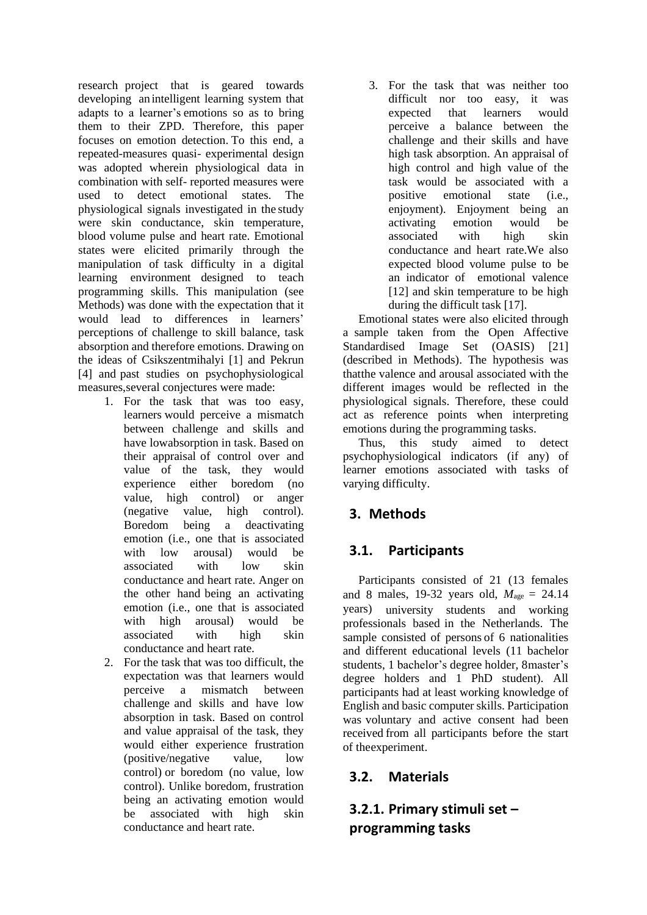research project that is geared towards developing an intelligent learning system that adapts to a learner's emotions so as to bring them to their ZPD. Therefore, this paper focuses on emotion detection. To this end, a repeated-measures quasi- experimental design was adopted wherein physiological data in combination with self- reported measures were used to detect emotional states. The physiological signals investigated in the study were skin conductance, skin temperature, blood volume pulse and heart rate. Emotional states were elicited primarily through the manipulation of task difficulty in a digital learning environment designed to teach programming skills. This manipulation (see Methods) was done with the expectation that it would lead to differences in learners' perceptions of challenge to skill balance, task absorption and therefore emotions. Drawing on the ideas of Csikszentmihalyi [1] and Pekrun [4] and past studies on psychophysiological measures,several conjectures were made:

1. For the task that was too easy, learners would perceive a mismatch between challenge and skills and have lowabsorption in task. Based on their appraisal of control over and value of the task, they would experience either boredom (no value, high control) or anger (negative value, high control). Boredom being a deactivating emotion (i.e., one that is associated with low arousal) would be associated with low skin conductance and heart rate. Anger on the other hand being an activating emotion (i.e., one that is associated with high arousal) would be associated with high skin conductance and heart rate.
2. For the task that was too difficult, the expectation was that learners would perceive a mismatch between challenge and skills and have low absorption in task. Based on control and value appraisal of the task, they would either experience frustration (positive/negative value, low control) or boredom (no value, low control). Unlike boredom, frustration being an activating emotion would be associated with high skin conductance and heart rate.
3. For the task that was neither too difficult nor too easy, it was expected that learners would perceive a balance between the challenge and their skills and have high task absorption. An appraisal of high control and high value of the task would be associated with a positive emotional state (i.e., enjoyment). Enjoyment being an activating emotion would be associated with high skin conductance and heart rate.We also expected blood volume pulse to be an indicator of emotional valence [12] and skin temperature to be high during the difficult task [17].

Emotional states were also elicited through a sample taken from the Open Affective Standardised Image Set (OASIS) [21] (described in Methods). The hypothesis was thatthe valence and arousal associated with the different images would be reflected in the physiological signals. Therefore, these could act as reference points when interpreting emotions during the programming tasks.

Thus, this study aimed to detect psychophysiological indicators (if any) of learner emotions associated with tasks of varying difficulty.

## 3. Methods

### 3.1. Participants

Participants consisted of 21 (13 females and 8 males, 19-32 years old, $M_{age}$ = 24.14 years) university students and working professionals based in the Netherlands. The sample consisted of persons of 6 nationalities and different educational levels (11 bachelor students, 1 bachelor's degree holder, 8master's degree holders and 1 PhD student). All participants had at least working knowledge of English and basic computer skills. Participation was voluntary and active consent had been received from all participants before the start of theexperiment.

### 3.2. Materials

#### 3.2.1. Primary stimuli set – programming tasks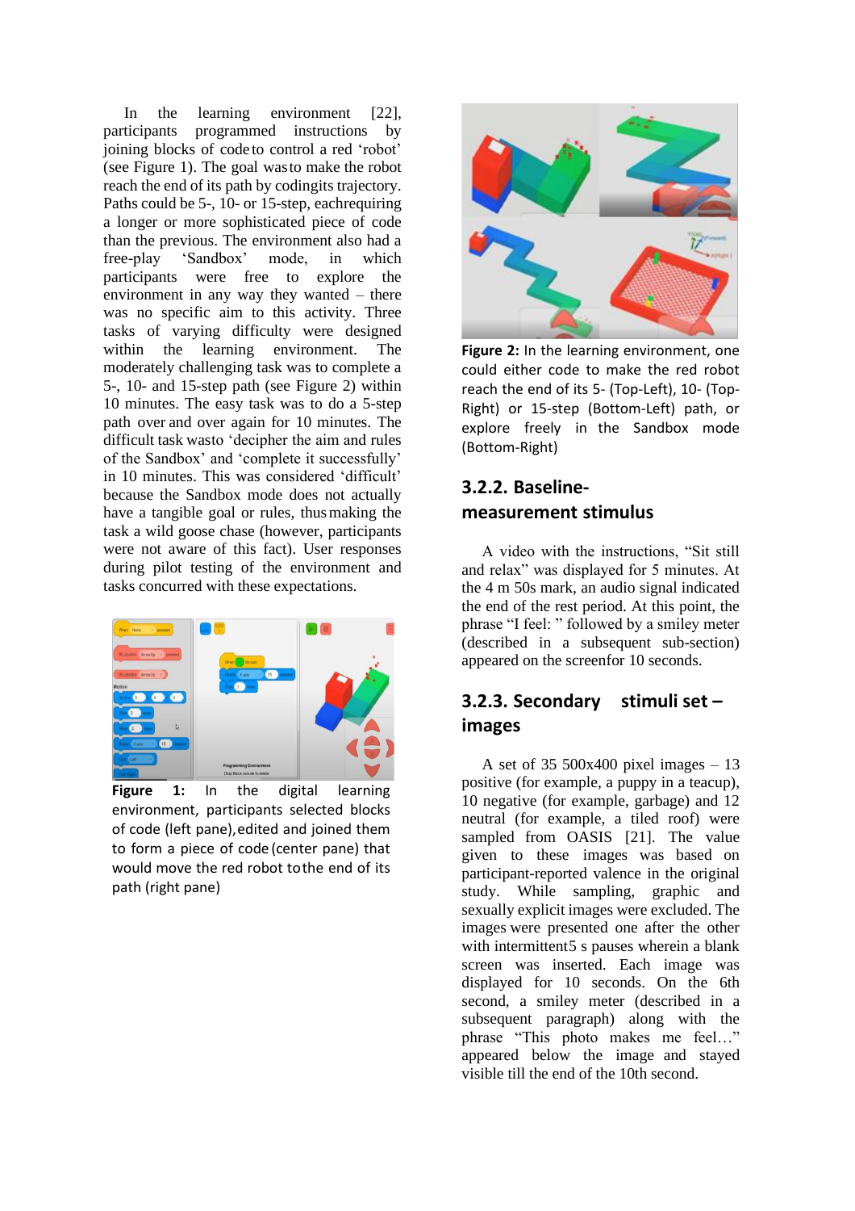In the learning environment [22], participants programmed instructions by joining blocks of code to control a red 'robot' (see Figure 1). The goal was to make the robot reach the end of its path by coding its trajectory. Paths could be 5-, 10- or 15-step, each requiring a longer or more sophisticated piece of code than the previous. The environment also had a free-play 'Sandbox' mode, in which participants were free to explore the environment in any way they wanted – there was no specific aim to this activity. Three tasks of varying difficulty were designed within the learning environment. The moderately challenging task was to complete a 5-, 10- and 15-step path (see Figure 2) within 10 minutes. The easy task was to do a 5-step path over and over again for 10 minutes. The difficult task was to 'decipher the aim and rules of the Sandbox' and 'complete it successfully' in 10 minutes. This was considered 'difficult' because the Sandbox mode does not actually have a tangible goal or rules, thus making the task a wild goose chase (however, participants were not aware of this fact). User responses during pilot testing of the environment and tasks concurred with these expectations.

**Figure 1:** In the digital learning environment, participants selected blocks of code (left pane), edited and joined them to form a piece of code (center pane) that would move the red robot to the end of its path (right pane)

**Figure 2:** In the learning environment, one could either code to make the red robot reach the end of its 5- (Top-Left), 10- (Top-Right) or 15-step (Bottom-Left) path, or explore freely in the Sandbox mode (Bottom-Right)

### 3.2.2. Baseline-measurement stimulus

A video with the instructions, "Sit still and relax" was displayed for 5 minutes. At the 4 m 50s mark, an audio signal indicated the end of the rest period. At this point, the phrase "I feel: " followed by a smiley meter (described in a subsequent sub-section) appeared on the screen for 10 seconds.

### 3.2.3. Secondary stimuli set – images

A set of 35 500x400 pixel images – 13 positive (for example, a puppy in a teacup), 10 negative (for example, garbage) and 12 neutral (for example, a tiled roof) were sampled from OASIS [21]. The value given to these images was based on participant-reported valence in the original study. While sampling, graphic and sexually explicit images were excluded. The images were presented one after the other with intermittent 5 s pauses wherein a blank screen was inserted. Each image was displayed for 10 seconds. On the 6th second, a smiley meter (described in a subsequent paragraph) along with the phrase "This photo makes me feel…" appeared below the image and stayed visible till the end of the 10th second.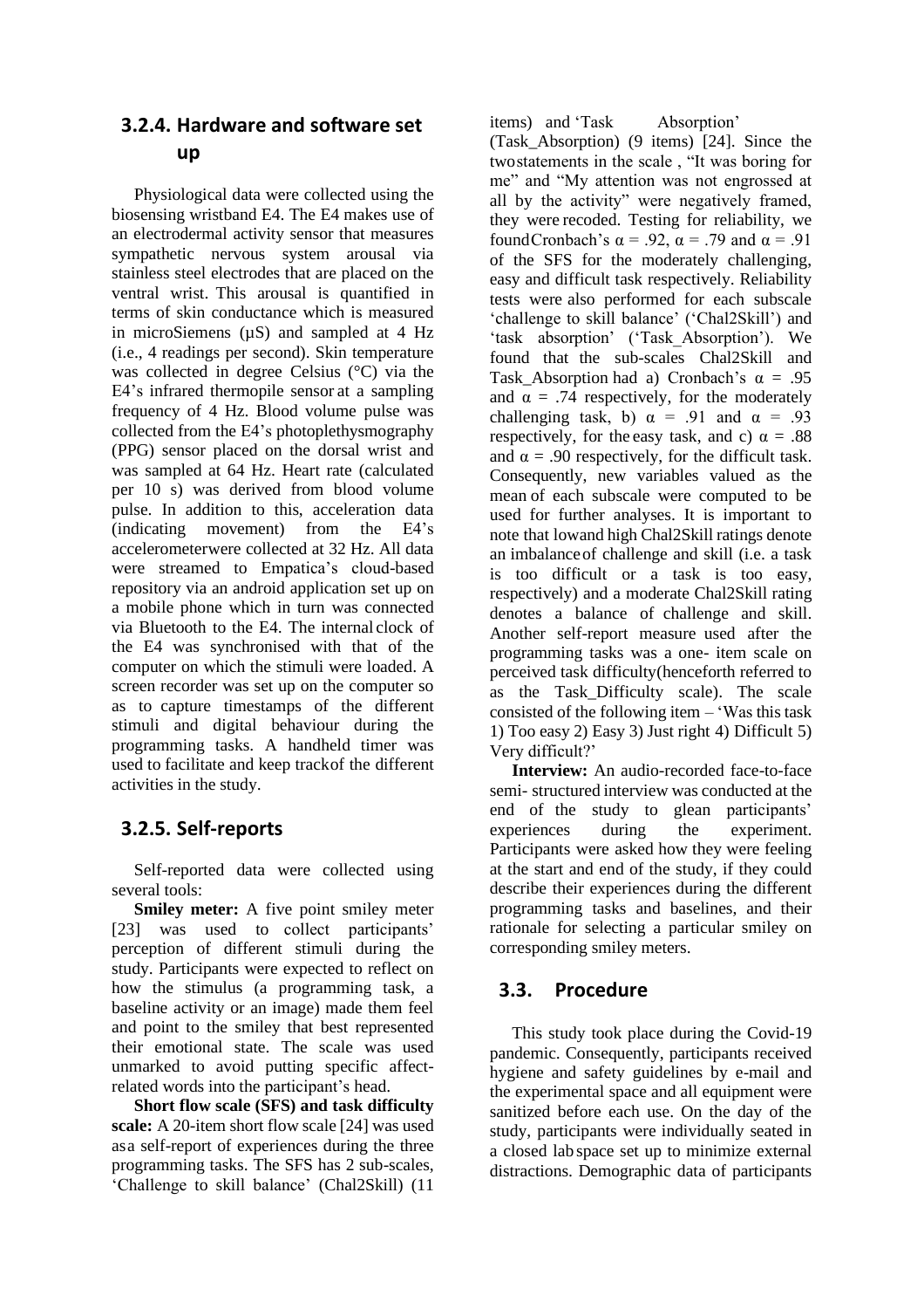### 3.2.4. Hardware and software set up

Physiological data were collected using the biosensing wristband E4. The E4 makes use of an electrodermal activity sensor that measures sympathetic nervous system arousal via stainless steel electrodes that are placed on the ventral wrist. This arousal is quantified in terms of skin conductance which is measured in microSiemens (µS) and sampled at 4 Hz (i.e., 4 readings per second). Skin temperature was collected in degree Celsius (°C) via the E4's infrared thermopile sensor at a sampling frequency of 4 Hz. Blood volume pulse was collected from the E4's photoplethysmography (PPG) sensor placed on the dorsal wrist and was sampled at 64 Hz. Heart rate (calculated per 10 s) was derived from blood volume pulse. In addition to this, acceleration data (indicating movement) from the E4's accelerometerwere collected at 32 Hz. All data were streamed to Empatica's cloud-based repository via an android application set up on a mobile phone which in turn was connected via Bluetooth to the E4. The internal clock of the E4 was synchronised with that of the computer on which the stimuli were loaded. A screen recorder was set up on the computer so as to capture timestamps of the different stimuli and digital behaviour during the programming tasks. A handheld timer was used to facilitate and keep trackof the different activities in the study.

### 3.2.5. Self-reports

Self-reported data were collected using several tools:

**Smiley meter:** A five point smiley meter [23] was used to collect participants' perception of different stimuli during the study. Participants were expected to reflect on how the stimulus (a programming task, a baseline activity or an image) made them feel and point to the smiley that best represented their emotional state. The scale was used unmarked to avoid putting specific affect-related words into the participant's head.

**Short flow scale (SFS) and task difficulty scale:** A 20-item short flow scale [24] was used asa self-report of experiences during the three programming tasks. The SFS has 2 sub-scales, 'Challenge to skill balance' (Chal2Skill) (11 items) and 'Task Absorption' (Task_Absorption) (9 items) [24]. Since the twostatements in the scale , "It was boring for me" and "My attention was not engrossed at all by the activity" were negatively framed, they were recoded. Testing for reliability, we foundCronbach's $\alpha = .92$, $\alpha = .79$ and $\alpha = .91$ of the SFS for the moderately challenging, easy and difficult task respectively. Reliability tests were also performed for each subscale 'challenge to skill balance' ('Chal2Skill') and 'task absorption' ('Task_Absorption'). We found that the sub-scales Chal2Skill and Task_Absorption had a) Cronbach's $\alpha = .95$ and $\alpha = .74$ respectively, for the moderately challenging task, b) $\alpha = .91$ and $\alpha = .93$ respectively, for the easy task, and c) $\alpha = .88$ and $\alpha = .90$ respectively, for the difficult task. Consequently, new variables valued as the mean of each subscale were computed to be used for further analyses. It is important to note that lowand high Chal2Skill ratings denote an imbalanceof challenge and skill (i.e. a task is too difficult or a task is too easy, respectively) and a moderate Chal2Skill rating denotes a balance of challenge and skill. Another self-report measure used after the programming tasks was a one- item scale on perceived task difficulty(henceforth referred to as the Task_Difficulty scale). The scale consisted of the following item – 'Was this task 1) Too easy 2) Easy 3) Just right 4) Difficult 5) Very difficult?'

**Interview:** An audio-recorded face-to-face semi- structured interview was conducted at the end of the study to glean participants' experiences during the experiment. Participants were asked how they were feeling at the start and end of the study, if they could describe their experiences during the different programming tasks and baselines, and their rationale for selecting a particular smiley on corresponding smiley meters.

## 3.3. Procedure

This study took place during the Covid-19 pandemic. Consequently, participants received hygiene and safety guidelines by e-mail and the experimental space and all equipment were sanitized before each use. On the day of the study, participants were individually seated in a closed lab space set up to minimize external distractions. Demographic data of participants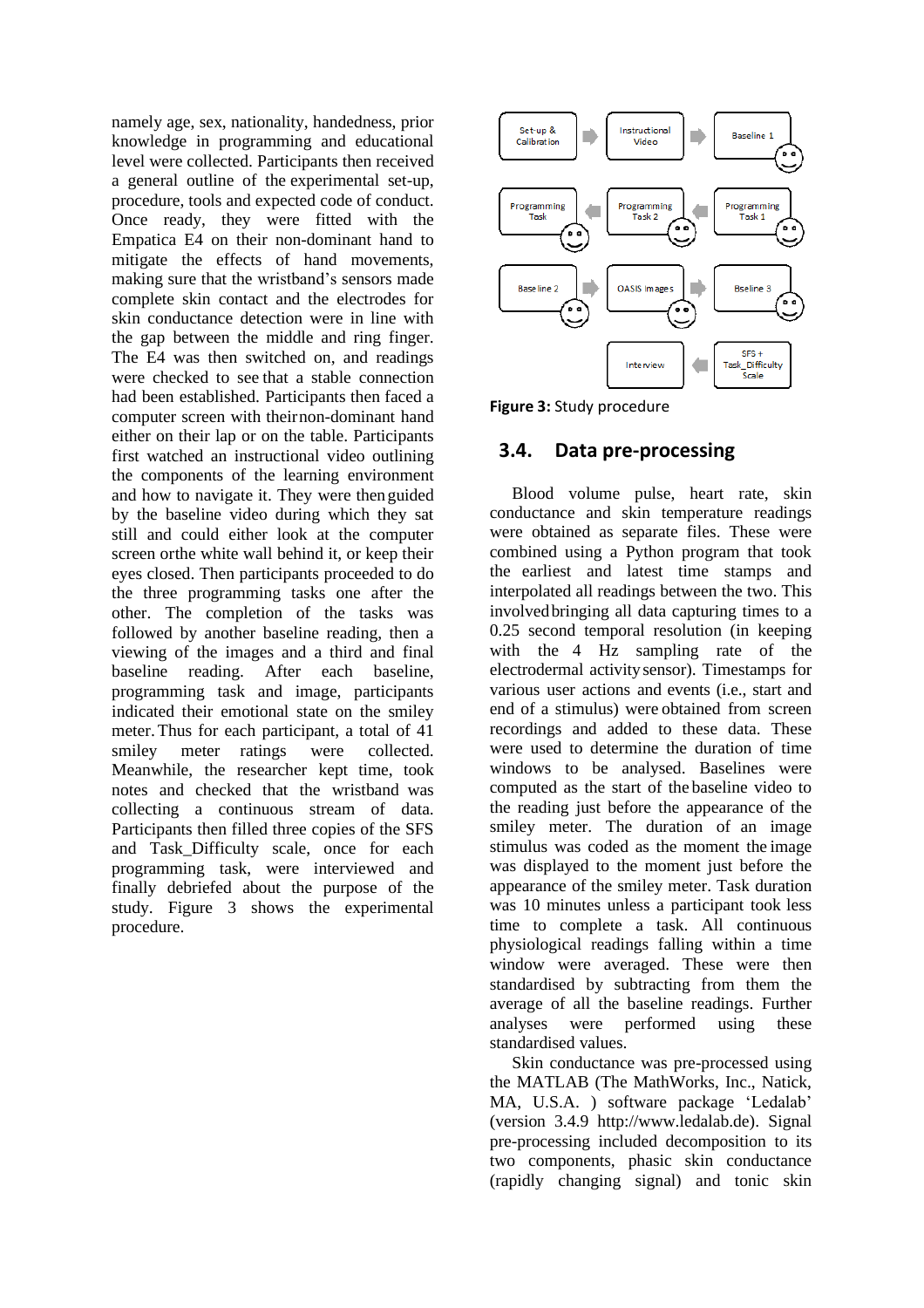namely age, sex, nationality, handedness, prior knowledge in programming and educational level were collected. Participants then received a general outline of the experimental set-up, procedure, tools and expected code of conduct. Once ready, they were fitted with the Empatica E4 on their non-dominant hand to mitigate the effects of hand movements, making sure that the wristband's sensors made complete skin contact and the electrodes for skin conductance detection were in line with the gap between the middle and ring finger. The E4 was then switched on, and readings were checked to see that a stable connection had been established. Participants then faced a computer screen with their non-dominant hand either on their lap or on the table. Participants first watched an instructional video outlining the components of the learning environment and how to navigate it. They were then guided by the baseline video during which they sat still and could either look at the computer screen or the white wall behind it, or keep their eyes closed. Then participants proceeded to do the three programming tasks one after the other. The completion of the tasks was followed by another baseline reading, then a viewing of the images and a third and final baseline reading. After each baseline, programming task and image, participants indicated their emotional state on the smiley meter. Thus for each participant, a total of 41 smiley meter ratings were collected. Meanwhile, the researcher kept time, took notes and checked that the wristband was collecting a continuous stream of data. Participants then filled three copies of the SFS and Task_Difficulty scale, once for each programming task, were interviewed and finally debriefed about the purpose of the study. Figure 3 shows the experimental procedure.

Set-up & Calibration → Instructional Video → Baseline 1 → Programming Task 1 → Programming Task 2 → Programming Task → Baseline 2 → OASIS Images → Bseline 3 → SFS + Task_Difficulty Scale → Interview

**Figure 3:** Study procedure

## 3.4. Data pre-processing

Blood volume pulse, heart rate, skin conductance and skin temperature readings were obtained as separate files. These were combined using a Python program that took the earliest and latest time stamps and interpolated all readings between the two. This involved bringing all data capturing times to a 0.25 second temporal resolution (in keeping with the 4 Hz sampling rate of the electrodermal activity sensor). Timestamps for various user actions and events (i.e., start and end of a stimulus) were obtained from screen recordings and added to these data. These were used to determine the duration of time windows to be analysed. Baselines were computed as the start of the baseline video to the reading just before the appearance of the smiley meter. The duration of an image stimulus was coded as the moment the image was displayed to the moment just before the appearance of the smiley meter. Task duration was 10 minutes unless a participant took less time to complete a task. All continuous physiological readings falling within a time window were averaged. These were then standardised by subtracting from them the average of all the baseline readings. Further analyses were performed using these standardised values.

Skin conductance was pre-processed using the MATLAB (The MathWorks, Inc., Natick, MA, U.S.A. ) software package 'Ledalab' (version 3.4.9 http://www.ledalab.de). Signal pre-processing included decomposition to its two components, phasic skin conductance (rapidly changing signal) and tonic skin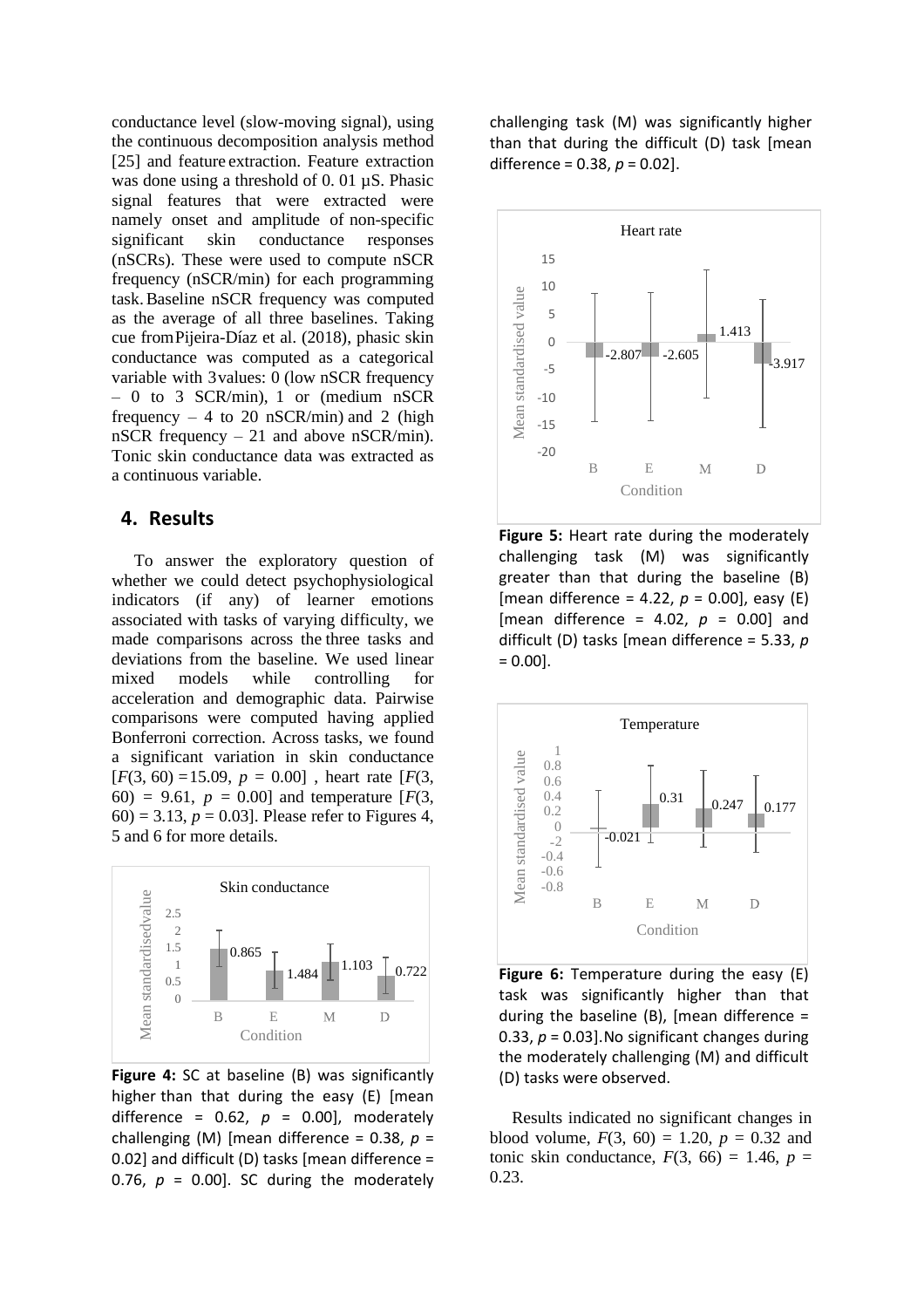conductance level (slow-moving signal), using the continuous decomposition analysis method [25] and feature extraction. Feature extraction was done using a threshold of 0. 01 µS. Phasic signal features that were extracted were namely onset and amplitude of non-specific significant skin conductance responses (nSCRs). These were used to compute nSCR frequency (nSCR/min) for each programming task. Baseline nSCR frequency was computed as the average of all three baselines. Taking cue from Pijeira-Díaz et al. (2018), phasic skin conductance was computed as a categorical variable with 3 values: 0 (low nSCR frequency – 0 to 3 SCR/min), 1 or (medium nSCR frequency – 4 to 20 nSCR/min) and 2 (high nSCR frequency – 21 and above nSCR/min). Tonic skin conductance data was extracted as a continuous variable.

## 4. Results

To answer the exploratory question of whether we could detect psychophysiological indicators (if any) of learner emotions associated with tasks of varying difficulty, we made comparisons across the three tasks and deviations from the baseline. We used linear mixed models while controlling for acceleration and demographic data. Pairwise comparisons were computed having applied Bonferroni correction. Across tasks, we found a significant variation in skin conductance [$F(3, 60) = 15.09$, $p = 0.00$] , heart rate [$F(3, 60) = 9.61$, $p = 0.00$] and temperature [$F(3, 60) = 3.13$, $p = 0.03$]. Please refer to Figures 4, 5 and 6 for more details.

**Figure 4:** SC at baseline (B) was significantly higher than that during the easy (E) [mean difference = 0.62, $p = 0.00$], moderately challenging (M) [mean difference = 0.38, $p = 0.02$] and difficult (D) tasks [mean difference = 0.76, $p = 0.00$]. SC during the moderately challenging task (M) was significantly higher than that during the difficult (D) task [mean difference = 0.38, $p = 0.02$].

**Figure 5:** Heart rate during the moderately challenging task (M) was significantly greater than that during the baseline (B) [mean difference = 4.22, $p = 0.00$], easy (E) [mean difference = 4.02, $p = 0.00$] and difficult (D) tasks [mean difference = 5.33, $p = 0.00$].

**Figure 6:** Temperature during the easy (E) task was significantly higher than that during the baseline (B), [mean difference = 0.33, $p = 0.03$]. No significant changes during the moderately challenging (M) and difficult (D) tasks were observed.

Results indicated no significant changes in blood volume, $F(3, 60) = 1.20$, $p = 0.32$ and tonic skin conductance, $F(3, 66) = 1.46$, $p = 0.23$.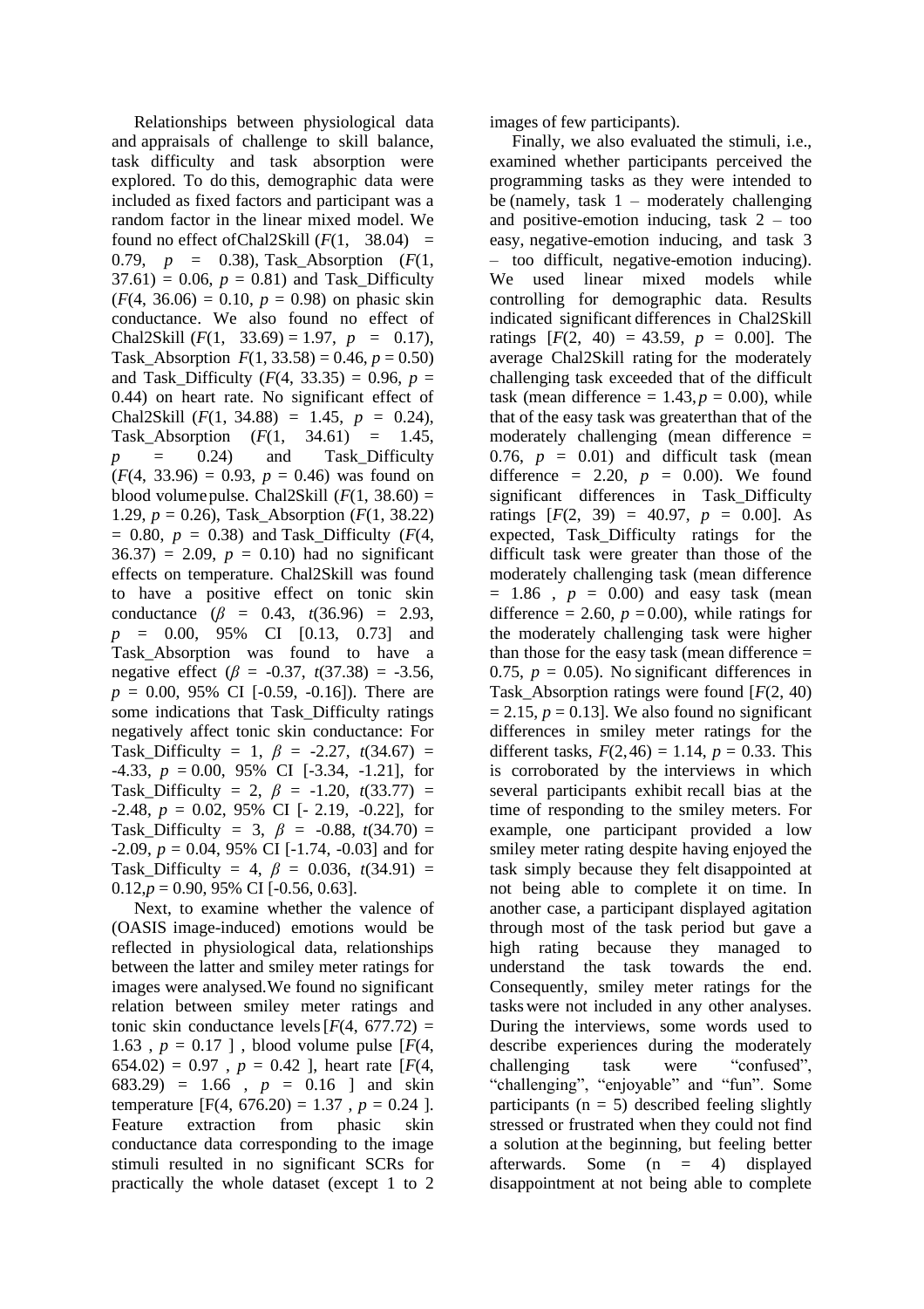Relationships between physiological data and appraisals of challenge to skill balance, task difficulty and task absorption were explored. To do this, demographic data were included as fixed factors and participant was a random factor in the linear mixed model. We found no effect of Chal2Skill ($F(1, 38.04) = 0.79$, $p = 0.38$), Task_Absorption ($F(1, 37.61) = 0.06$, $p = 0.81$) and Task_Difficulty ($F(4, 36.06) = 0.10$, $p = 0.98$) on phasic skin conductance. We also found no effect of Chal2Skill ($F(1, 33.69) = 1.97$, $p = 0.17$), Task_Absorption $F(1, 33.58) = 0.46$, $p = 0.50$) and Task_Difficulty ($F(4, 33.35) = 0.96$, $p = 0.44$) on heart rate. No significant effect of Chal2Skill ($F(1, 34.88) = 1.45$, $p = 0.24$), Task_Absorption ($F(1, 34.61) = 1.45$, $p = 0.24$) and Task_Difficulty ($F(4, 33.96) = 0.93$, $p = 0.46$) was found on blood volume pulse. Chal2Skill ($F(1, 38.60) = 1.29$, $p = 0.26$), Task_Absorption ($F(1, 38.22) = 0.80$, $p = 0.38$) and Task_Difficulty ($F(4, 36.37) = 2.09$, $p = 0.10$) had no significant effects on temperature. Chal2Skill was found to have a positive effect on tonic skin conductance ($\beta = 0.43$, $t(36.96) = 2.93$, $p = 0.00$, 95% CI [0.13, 0.73] and Task_Absorption was found to have a negative effect ($\beta = -0.37$, $t(37.38) = -3.56$, $p = 0.00$, 95% CI [-0.59, -0.16]). There are some indications that Task_Difficulty ratings negatively affect tonic skin conductance: For Task_Difficulty = 1, $\beta = -2.27$, $t(34.67) = -4.33$, $p = 0.00$, 95% CI [-3.34, -1.21], for Task_Difficulty = 2, $\beta = -1.20$, $t(33.77) = -2.48$, $p = 0.02$, 95% CI [- 2.19, -0.22], for Task_Difficulty = 3, $\beta = -0.88$, $t(34.70) = -2.09$, $p = 0.04$, 95% CI [-1.74, -0.03] and for Task_Difficulty = 4, $\beta = 0.036$, $t(34.91) = 0.12$, $p = 0.90$, 95% CI [-0.56, 0.63].

Next, to examine whether the valence of (OASIS image-induced) emotions would be reflected in physiological data, relationships between the latter and smiley meter ratings for images were analysed. We found no significant relation between smiley meter ratings and tonic skin conductance levels [$F(4, 677.72) = 1.63$ , $p = 0.17$ ] , blood volume pulse [$F(4, 654.02) = 0.97$ , $p = 0.42$ ], heart rate [$F(4, 683.29) = 1.66$ , $p = 0.16$ ] and skin temperature [$F(4, 676.20) = 1.37$ , $p = 0.24$ ]. Feature extraction from phasic skin conductance data corresponding to the image stimuli resulted in no significant SCRs for practically the whole dataset (except 1 to 2 images of few participants).

Finally, we also evaluated the stimuli, i.e., examined whether participants perceived the programming tasks as they were intended to be (namely, task 1 – moderately challenging and positive-emotion inducing, task 2 – too easy, negative-emotion inducing, and task 3 – too difficult, negative-emotion inducing). We used linear mixed models while controlling for demographic data. Results indicated significant differences in Chal2Skill ratings [$F(2, 40) = 43.59$, $p = 0.00$]. The average Chal2Skill rating for the moderately challenging task exceeded that of the difficult task (mean difference = 1.43, $p = 0.00$), while that of the easy task was greater than that of the moderately challenging (mean difference = 0.76, $p = 0.01$) and difficult task (mean difference = 2.20, $p = 0.00$). We found significant differences in Task_Difficulty ratings [$F(2, 39) = 40.97$, $p = 0.00$]. As expected, Task_Difficulty ratings for the difficult task were greater than those of the moderately challenging task (mean difference = 1.86 , $p = 0.00$) and easy task (mean difference = 2.60, $p = 0.00$), while ratings for the moderately challenging task were higher than those for the easy task (mean difference = 0.75, $p = 0.05$). No significant differences in Task_Absorption ratings were found [$F(2, 40) = 2.15$, $p = 0.13$]. We also found no significant differences in smiley meter ratings for the different tasks, $F(2, 46) = 1.14$, $p = 0.33$. This is corroborated by the interviews in which several participants exhibit recall bias at the time of responding to the smiley meters. For example, one participant provided a low smiley meter rating despite having enjoyed the task simply because they felt disappointed at not being able to complete it on time. In another case, a participant displayed agitation through most of the task period but gave a high rating because they managed to understand the task towards the end. Consequently, smiley meter ratings for the tasks were not included in any other analyses. During the interviews, some words used to describe experiences during the moderately challenging task were "confused", "challenging", "enjoyable" and "fun". Some participants (n = 5) described feeling slightly stressed or frustrated when they could not find a solution at the beginning, but feeling better afterwards. Some (n = 4) displayed disappointment at not being able to complete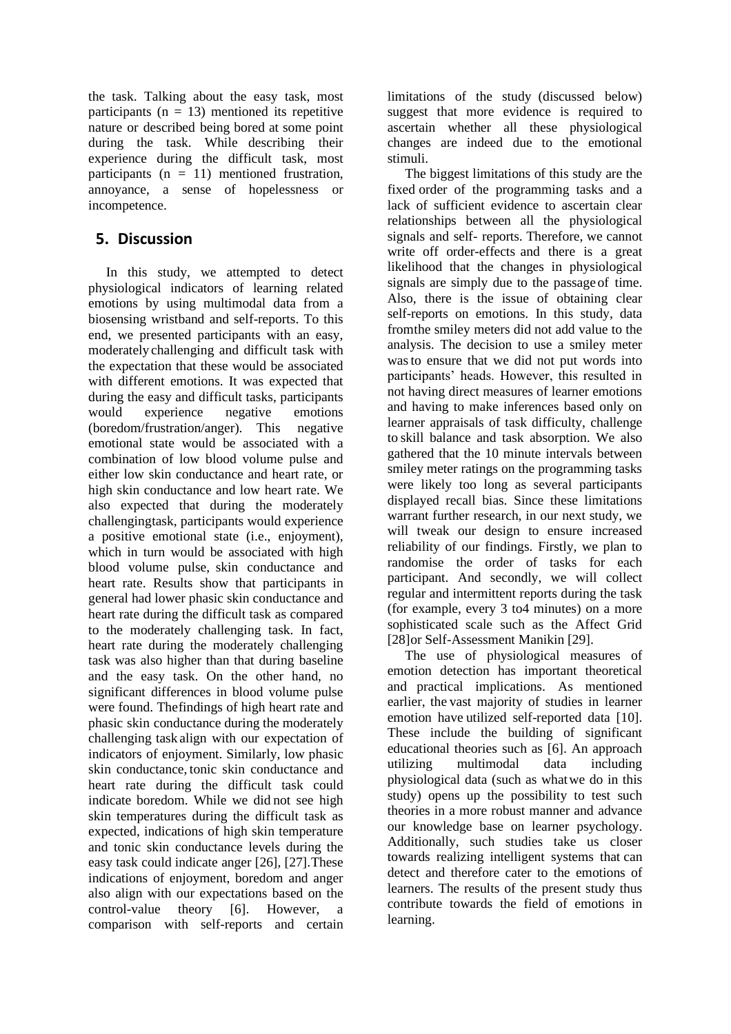the task. Talking about the easy task, most participants (n = 13) mentioned its repetitive nature or described being bored at some point during the task. While describing their experience during the difficult task, most participants (n = 11) mentioned frustration, annoyance, a sense of hopelessness or incompetence.

## 5. Discussion

In this study, we attempted to detect physiological indicators of learning related emotions by using multimodal data from a biosensing wristband and self-reports. To this end, we presented participants with an easy, moderately challenging and difficult task with the expectation that these would be associated with different emotions. It was expected that during the easy and difficult tasks, participants would experience negative emotions (boredom/frustration/anger). This negative emotional state would be associated with a combination of low blood volume pulse and either low skin conductance and heart rate, or high skin conductance and low heart rate. We also expected that during the moderately challengingtask, participants would experience a positive emotional state (i.e., enjoyment), which in turn would be associated with high blood volume pulse, skin conductance and heart rate. Results show that participants in general had lower phasic skin conductance and heart rate during the difficult task as compared to the moderately challenging task. In fact, heart rate during the moderately challenging task was also higher than that during baseline and the easy task. On the other hand, no significant differences in blood volume pulse were found. Thefindings of high heart rate and phasic skin conductance during the moderately challenging task align with our expectation of indicators of enjoyment. Similarly, low phasic skin conductance, tonic skin conductance and heart rate during the difficult task could indicate boredom. While we did not see high skin temperatures during the difficult task as expected, indications of high skin temperature and tonic skin conductance levels during the easy task could indicate anger [26], [27].These indications of enjoyment, boredom and anger also align with our expectations based on the control-value theory [6]. However, a comparison with self-reports and certain limitations of the study (discussed below) suggest that more evidence is required to ascertain whether all these physiological changes are indeed due to the emotional stimuli.

The biggest limitations of this study are the fixed order of the programming tasks and a lack of sufficient evidence to ascertain clear relationships between all the physiological signals and self- reports. Therefore, we cannot write off order-effects and there is a great likelihood that the changes in physiological signals are simply due to the passage of time. Also, there is the issue of obtaining clear self-reports on emotions. In this study, data fromthe smiley meters did not add value to the analysis. The decision to use a smiley meter wasto ensure that we did not put words into participants' heads. However, this resulted in not having direct measures of learner emotions and having to make inferences based only on learner appraisals of task difficulty, challenge to skill balance and task absorption. We also gathered that the 10 minute intervals between smiley meter ratings on the programming tasks were likely too long as several participants displayed recall bias. Since these limitations warrant further research, in our next study, we will tweak our design to ensure increased reliability of our findings. Firstly, we plan to randomise the order of tasks for each participant. And secondly, we will collect regular and intermittent reports during the task (for example, every 3 to4 minutes) on a more sophisticated scale such as the Affect Grid [28]or Self-Assessment Manikin [29].

The use of physiological measures of emotion detection has important theoretical and practical implications. As mentioned earlier, the vast majority of studies in learner emotion have utilized self-reported data [10]. These include the building of significant educational theories such as [6]. An approach utilizing multimodal data including physiological data (such as whatwe do in this study) opens up the possibility to test such theories in a more robust manner and advance our knowledge base on learner psychology. Additionally, such studies take us closer towards realizing intelligent systems that can detect and therefore cater to the emotions of learners. The results of the present study thus contribute towards the field of emotions in learning.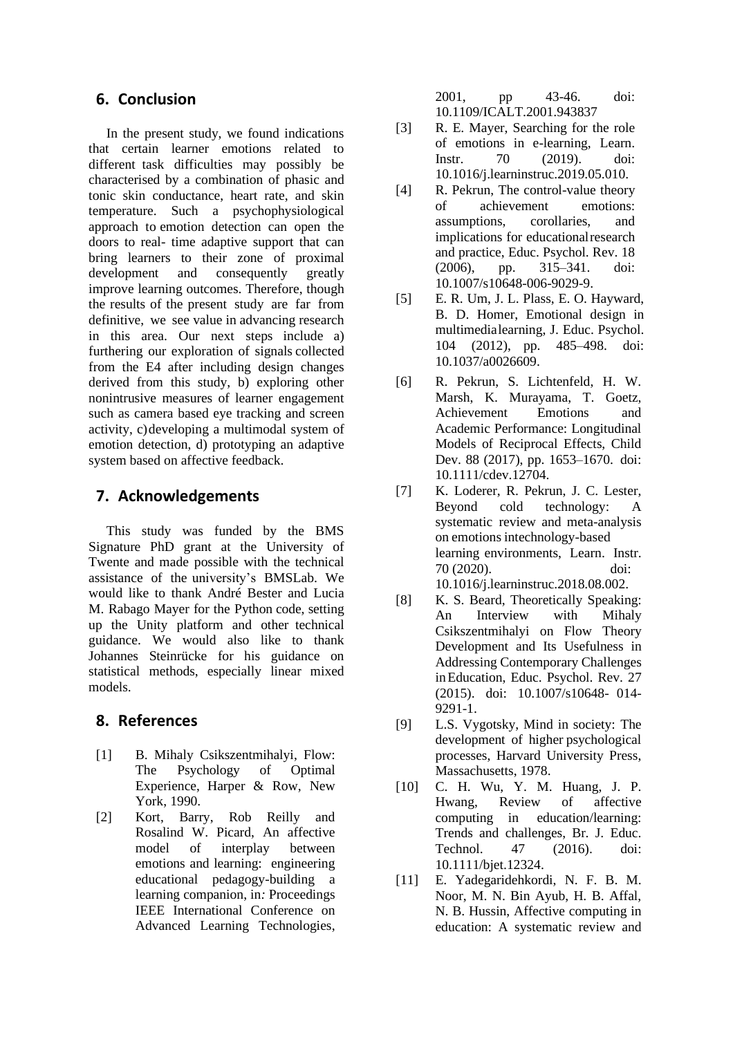## 6. Conclusion

In the present study, we found indications that certain learner emotions related to different task difficulties may possibly be characterised by a combination of phasic and tonic skin conductance, heart rate, and skin temperature. Such a psychophysiological approach to emotion detection can open the doors to real- time adaptive support that can bring learners to their zone of proximal development and consequently greatly improve learning outcomes. Therefore, though the results of the present study are far from definitive, we see value in advancing research in this area. Our next steps include a) furthering our exploration of signals collected from the E4 after including design changes derived from this study, b) exploring other nonintrusive measures of learner engagement such as camera based eye tracking and screen activity, c) developing a multimodal system of emotion detection, d) prototyping an adaptive system based on affective feedback.

## 7. Acknowledgements

This study was funded by the BMS Signature PhD grant at the University of Twente and made possible with the technical assistance of the university's BMSLab. We would like to thank André Bester and Lucia M. Rabago Mayer for the Python code, setting up the Unity platform and other technical guidance. We would also like to thank Johannes Steinrücke for his guidance on statistical methods, especially linear mixed models.

## 8. References

[1] B. Mihaly Csikszentmihalyi, Flow: The Psychology of Optimal Experience, Harper & Row, New York, 1990.

[2] Kort, Barry, Rob Reilly and Rosalind W. Picard, An affective model of interplay between emotions and learning: engineering educational pedagogy-building a learning companion, in: Proceedings IEEE International Conference on Advanced Learning Technologies, 2001, pp 43-46. doi: 10.1109/ICALT.2001.943837

[3] R. E. Mayer, Searching for the role of emotions in e-learning, Learn. Instr. 70 (2019). doi: 10.1016/j.learninstruc.2019.05.010.

[4] R. Pekrun, The control-value theory of achievement emotions: assumptions, corollaries, and implications for educational research and practice, Educ. Psychol. Rev. 18 (2006), pp. 315–341. doi: 10.1007/s10648-006-9029-9.

[5] E. R. Um, J. L. Plass, E. O. Hayward, B. D. Homer, Emotional design in multimedia learning, J. Educ. Psychol. 104 (2012), pp. 485–498. doi: 10.1037/a0026609.

[6] R. Pekrun, S. Lichtenfeld, H. W. Marsh, K. Murayama, T. Goetz, Achievement Emotions and Academic Performance: Longitudinal Models of Reciprocal Effects, Child Dev. 88 (2017), pp. 1653–1670. doi: 10.1111/cdev.12704.

[7] K. Loderer, R. Pekrun, J. C. Lester, Beyond cold technology: A systematic review and meta-analysis on emotions in technology-based learning environments, Learn. Instr. 70 (2020). doi: 10.1016/j.learninstruc.2018.08.002.

[8] K. S. Beard, Theoretically Speaking: An Interview with Mihaly Csikszentmihalyi on Flow Theory Development and Its Usefulness in Addressing Contemporary Challenges in Education, Educ. Psychol. Rev. 27 (2015). doi: 10.1007/s10648- 014-9291-1.

[9] L.S. Vygotsky, Mind in society: The development of higher psychological processes, Harvard University Press, Massachusetts, 1978.

[10] C. H. Wu, Y. M. Huang, J. P. Hwang, Review of affective computing in education/learning: Trends and challenges, Br. J. Educ. Technol. 47 (2016). doi: 10.1111/bjet.12324.

[11] E. Yadegaridehkordi, N. F. B. M. Noor, M. N. Bin Ayub, H. B. Affal, N. B. Hussin, Affective computing in education: A systematic review and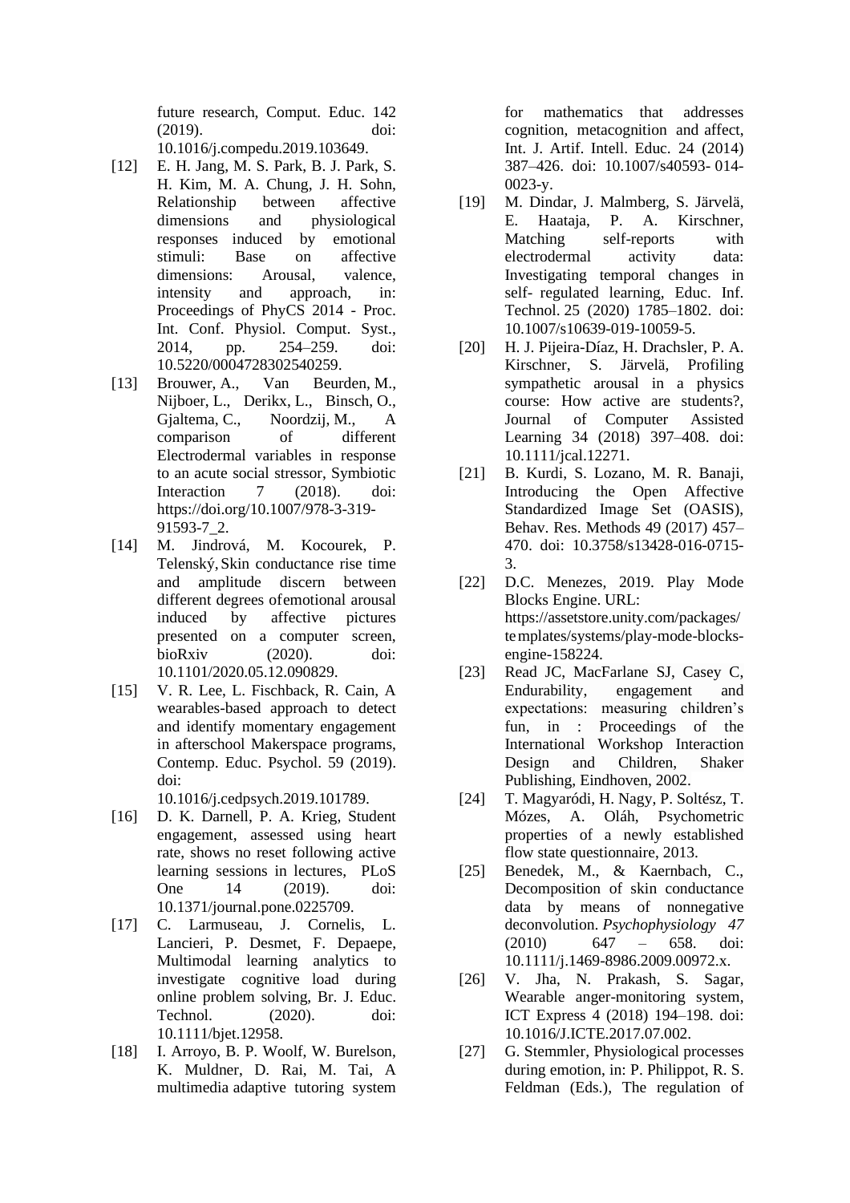future research, Comput. Educ. 142 (2019). doi: 10.1016/j.compedu.2019.103649.

[12] E. H. Jang, M. S. Park, B. J. Park, S. H. Kim, M. A. Chung, J. H. Sohn, Relationship between affective dimensions and physiological responses induced by emotional stimuli: Base on affective dimensions: Arousal, valence, intensity and approach, in: Proceedings of PhyCS 2014 - Proc. Int. Conf. Physiol. Comput. Syst., 2014, pp. 254–259. doi: 10.5220/0004728302540259.

[13] Brouwer, A., Van Beurden, M., Nijboer, L., Derikx, L., Binsch, O., Gjaltema, C., Noordzij, M., A comparison of different Electrodermal variables in response to an acute social stressor, Symbiotic Interaction 7 (2018). doi: https://doi.org/10.1007/978-3-319-91593-7_2.

[14] M. Jindrová, M. Kocourek, P. Telenský, Skin conductance rise time and amplitude discern between different degrees of emotional arousal induced by affective pictures presented on a computer screen, bioRxiv (2020). doi: 10.1101/2020.05.12.090829.

[15] V. R. Lee, L. Fischback, R. Cain, A wearables-based approach to detect and identify momentary engagement in afterschool Makerspace programs, Contemp. Educ. Psychol. 59 (2019). doi: 10.1016/j.cedpsych.2019.101789.

[16] D. K. Darnell, P. A. Krieg, Student engagement, assessed using heart rate, shows no reset following active learning sessions in lectures, PLoS One 14 (2019). doi: 10.1371/journal.pone.0225709.

[17] C. Larmuseau, J. Cornelis, L. Lancieri, P. Desmet, F. Depaepe, Multimodal learning analytics to investigate cognitive load during online problem solving, Br. J. Educ. Technol. (2020). doi: 10.1111/bjet.12958.

[18] I. Arroyo, B. P. Woolf, W. Burelson, K. Muldner, D. Rai, M. Tai, A multimedia adaptive tutoring system for mathematics that addresses cognition, metacognition and affect, Int. J. Artif. Intell. Educ. 24 (2014) 387–426. doi: 10.1007/s40593-014-0023-y.

[19] M. Dindar, J. Malmberg, S. Järvelä, E. Haataja, P. A. Kirschner, Matching self-reports with electrodermal activity data: Investigating temporal changes in self-regulated learning, Educ. Inf. Technol. 25 (2020) 1785–1802. doi: 10.1007/s10639-019-10059-5.

[20] H. J. Pijeira-Díaz, H. Drachsler, P. A. Kirschner, S. Järvelä, Profiling sympathetic arousal in a physics course: How active are students?, Journal of Computer Assisted Learning 34 (2018) 397–408. doi: 10.1111/jcal.12271.

[21] B. Kurdi, S. Lozano, M. R. Banaji, Introducing the Open Affective Standardized Image Set (OASIS), Behav. Res. Methods 49 (2017) 457–470. doi: 10.3758/s13428-016-0715-3.

[22] D.C. Menezes, 2019. Play Mode Blocks Engine. URL: https://assetstore.unity.com/packages/templates/systems/play-mode-blocks-engine-158224.

[23] Read JC, MacFarlane SJ, Casey C, Endurability, engagement and expectations: measuring children's fun, in : Proceedings of the International Workshop Interaction Design and Children, Shaker Publishing, Eindhoven, 2002.

[24] T. Magyaródi, H. Nagy, P. Soltész, T. Mózes, A. Oláh, Psychometric properties of a newly established flow state questionnaire, 2013.

[25] Benedek, M., & Kaernbach, C., Decomposition of skin conductance data by means of nonnegative deconvolution. *Psychophysiology 47* (2010) 647 – 658. doi: 10.1111/j.1469-8986.2009.00972.x.

[26] V. Jha, N. Prakash, S. Sagar, Wearable anger-monitoring system, ICT Express 4 (2018) 194–198. doi: 10.1016/J.ICTE.2017.07.002.

[27] G. Stemmler, Physiological processes during emotion, in: P. Philippot, R. S. Feldman (Eds.), The regulation of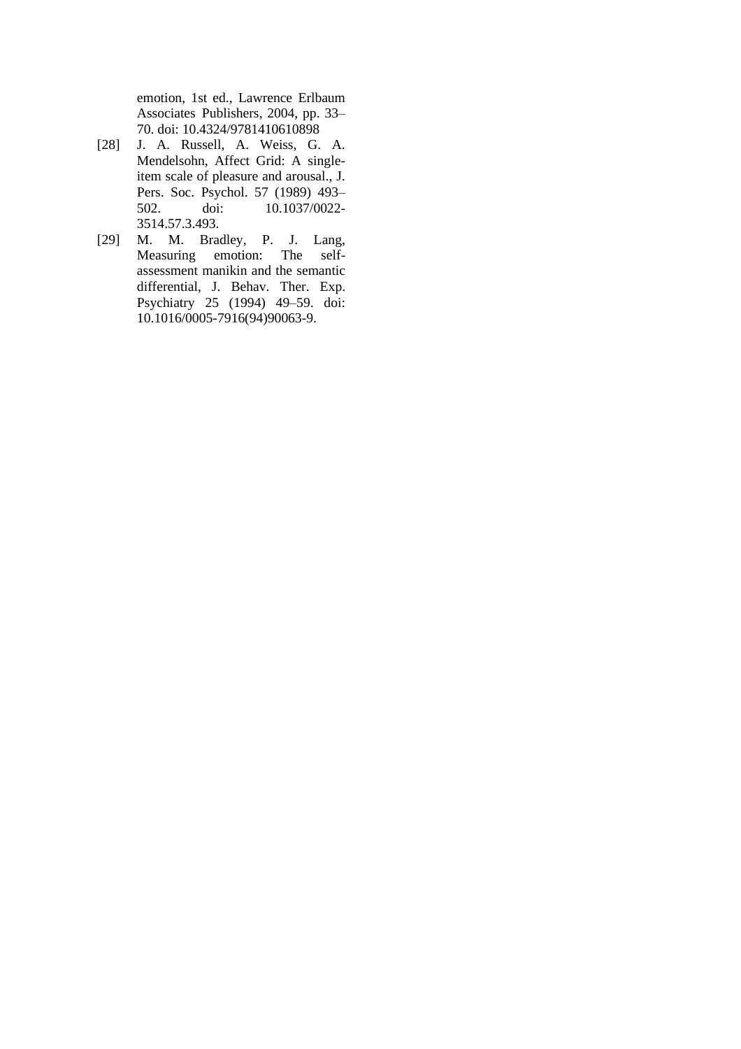emotion, 1st ed., Lawrence Erlbaum Associates Publishers, 2004, pp. 33–70. doi: 10.4324/9781410610898

[28] J. A. Russell, A. Weiss, G. A. Mendelsohn, Affect Grid: A single-item scale of pleasure and arousal., J. Pers. Soc. Psychol. 57 (1989) 493–502. doi: 10.1037/0022-3514.57.3.493.

[29] M. M. Bradley, P. J. Lang, Measuring emotion: The self-assessment manikin and the semantic differential, J. Behav. Ther. Exp. Psychiatry 25 (1994) 49–59. doi: 10.1016/0005-7916(94)90063-9.